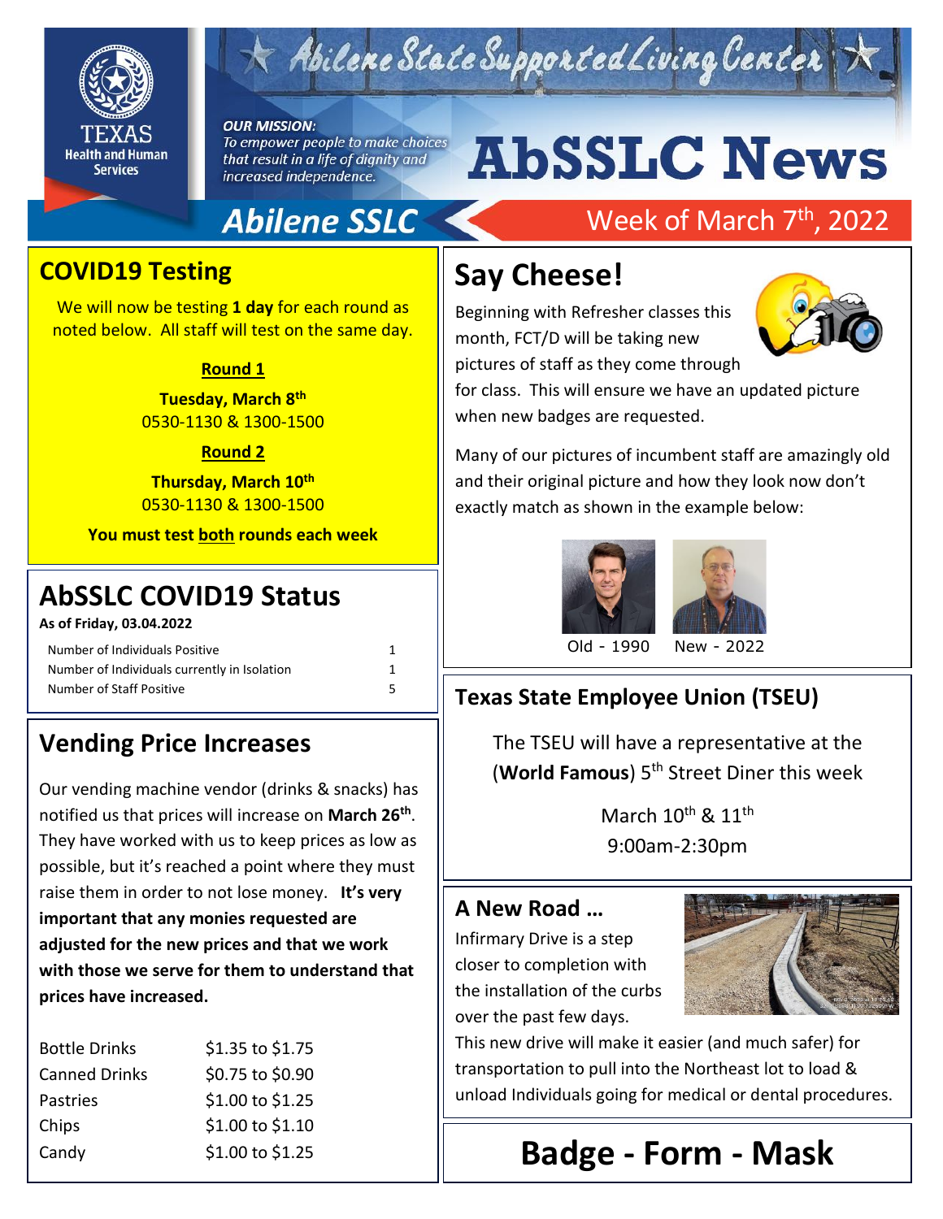# Abilene State Supported Living Center

**OUR MISSION:**
*To empower people to make choices that result in a life of dignity and increased independence.*

# AbSSLC News

**Abilene SSLC** — Week of March 7th, 2022

## COVID19 Testing

We will now be testing **1 day** for each round as noted below. All staff will test on the same day.

**Round 1**

**Tuesday, March 8th**
0530-1130 & 1300-1500

**Round 2**

**Thursday, March 10th**
0530-1130 & 1300-1500

**You must test both rounds each week**

## AbSSLC COVID19 Status

**As of Friday, 03.04.2022**

| | |
|---|---|
| Number of Individuals Positive | 1 |
| Number of Individuals currently in Isolation | 1 |
| Number of Staff Positive | 5 |

## Vending Price Increases

Our vending machine vendor (drinks & snacks) has notified us that prices will increase on **March 26th**. They have worked with us to keep prices as low as possible, but it's reached a point where they must raise them in order to not lose money. **It's very important that any monies requested are adjusted for the new prices and that we work with those we serve for them to understand that prices have increased.**

| | |
|---|---|
| Bottle Drinks | $1.35 to $1.75 |
| Canned Drinks | $0.75 to $0.90 |
| Pastries | $1.00 to $1.25 |
| Chips | $1.00 to $1.10 |
| Candy | $1.00 to $1.25 |

## Say Cheese!

Beginning with Refresher classes this month, FCT/D will be taking new pictures of staff as they come through for class. This will ensure we have an updated picture when new badges are requested.

Many of our pictures of incumbent staff are amazingly old and their original picture and how they look now don't exactly match as shown in the example below:

Old - 1990 New - 2022

## Texas State Employee Union (TSEU)

The TSEU will have a representative at the (**World Famous**) 5th Street Diner this week

March 10th & 11th
9:00am-2:30pm

## A New Road …

Infirmary Drive is a step closer to completion with the installation of the curbs over the past few days.

This new drive will make it easier (and much safer) for transportation to pull into the Northeast lot to load & unload Individuals going for medical or dental procedures.

# Badge - Form - Mask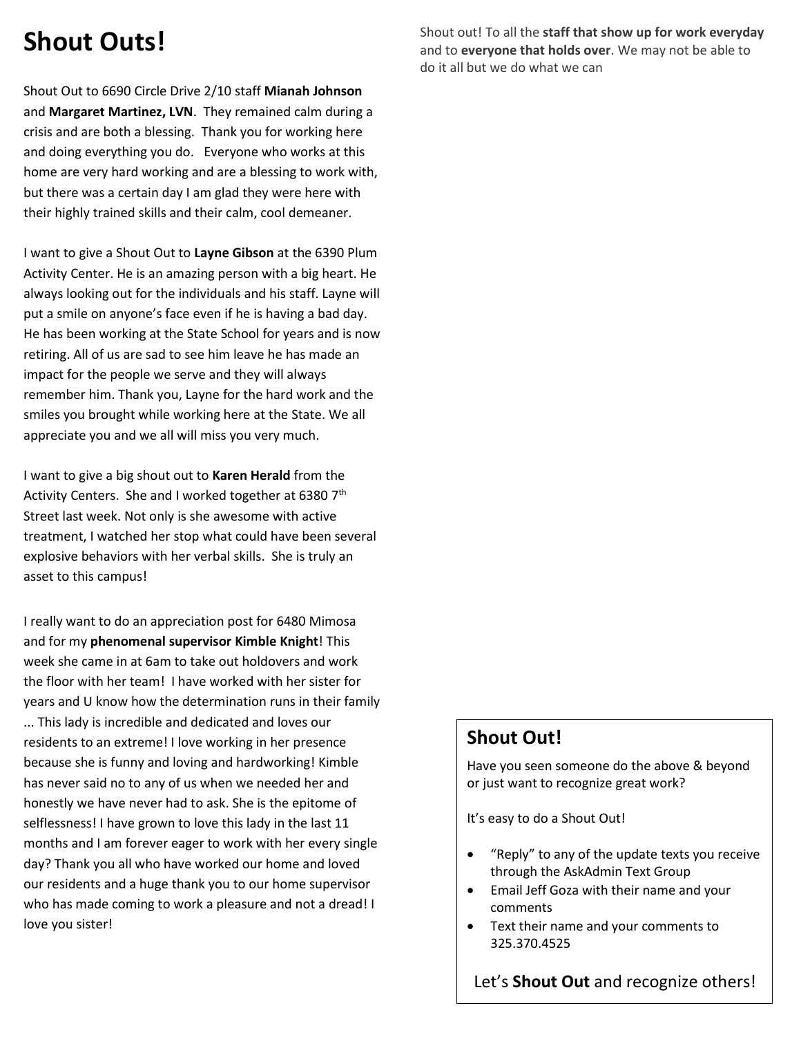# Shout Outs!

Shout Out to 6690 Circle Drive 2/10 staff **Mianah Johnson** and **Margaret Martinez, LVN**. They remained calm during a crisis and are both a blessing. Thank you for working here and doing everything you do. Everyone who works at this home are very hard working and are a blessing to work with, but there was a certain day I am glad they were here with their highly trained skills and their calm, cool demeaner.

I want to give a Shout Out to **Layne Gibson** at the 6390 Plum Activity Center. He is an amazing person with a big heart. He always looking out for the individuals and his staff. Layne will put a smile on anyone's face even if he is having a bad day. He has been working at the State School for years and is now retiring. All of us are sad to see him leave he has made an impact for the people we serve and they will always remember him. Thank you, Layne for the hard work and the smiles you brought while working here at the State. We all appreciate you and we all will miss you very much.

I want to give a big shout out to **Karen Herald** from the Activity Centers. She and I worked together at 6380 7th Street last week. Not only is she awesome with active treatment, I watched her stop what could have been several explosive behaviors with her verbal skills. She is truly an asset to this campus!

I really want to do an appreciation post for 6480 Mimosa and for my **phenomenal supervisor Kimble Knight**! This week she came in at 6am to take out holdovers and work the floor with her team! I have worked with her sister for years and U know how the determination runs in their family ... This lady is incredible and dedicated and loves our residents to an extreme! I love working in her presence because she is funny and loving and hardworking! Kimble has never said no to any of us when we needed her and honestly we have never had to ask. She is the epitome of selflessness! I have grown to love this lady in the last 11 months and I am forever eager to work with her every single day? Thank you all who have worked our home and loved our residents and a huge thank you to our home supervisor who has made coming to work a pleasure and not a dread! I love you sister!

Shout out! To all the **staff that show up for work everyday** and to **everyone that holds over**. We may not be able to do it all but we do what we can

## Shout Out!

Have you seen someone do the above & beyond or just want to recognize great work?

It's easy to do a Shout Out!

- "Reply" to any of the update texts you receive through the AskAdmin Text Group
- Email Jeff Goza with their name and your comments
- Text their name and your comments to 325.370.4525

Let's **Shout Out** and recognize others!